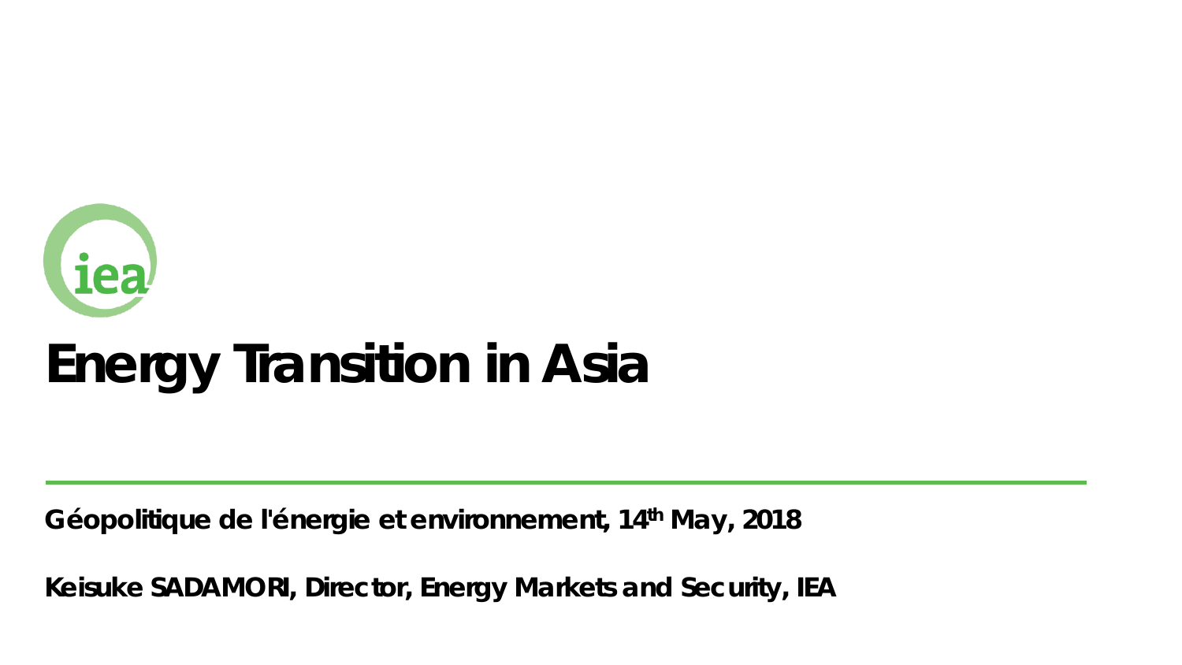# Energy Transition in Asia

**Géopolitique de l'énergie et environnement, 14th May, 2018**

**Keisuke SADAMORI, Director, Energy Markets and Security, IEA**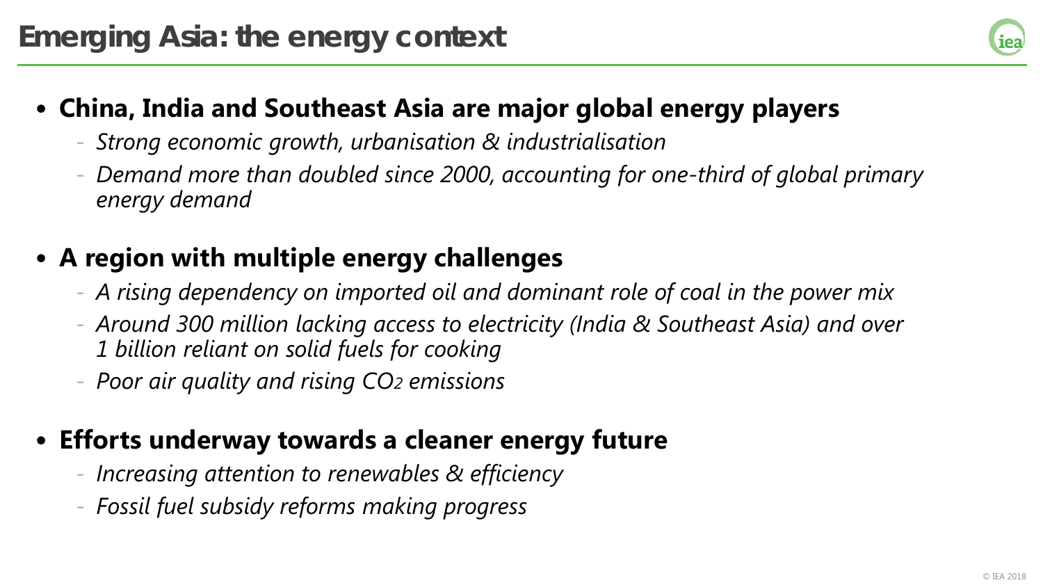# Emerging Asia: the energy context

- **China, India and Southeast Asia are major global energy players**
  - *Strong economic growth, urbanisation & industrialisation*
  - *Demand more than doubled since 2000, accounting for one-third of global primary energy demand*
- **A region with multiple energy challenges**
  - *A rising dependency on imported oil and dominant role of coal in the power mix*
  - *Around 300 million lacking access to electricity (India & Southeast Asia) and over 1 billion reliant on solid fuels for cooking*
  - *Poor air quality and rising $CO_2$ emissions*
- **Efforts underway towards a cleaner energy future**
  - *Increasing attention to renewables & efficiency*
  - *Fossil fuel subsidy reforms making progress*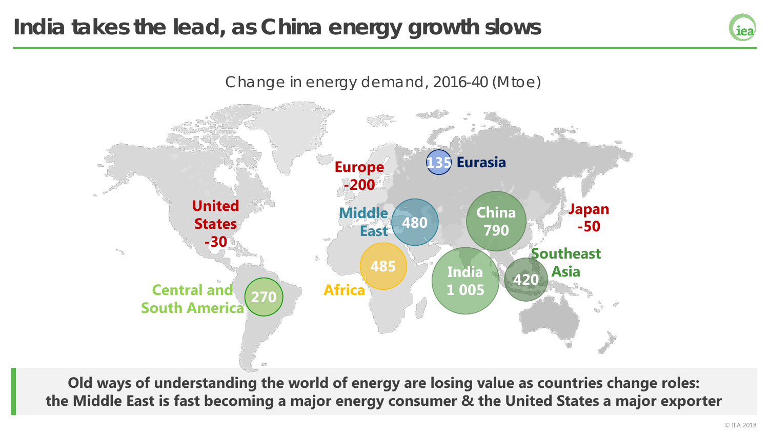# India takes the lead, as China energy growth slows

Change in energy demand, 2016-40 (Mtoe)

Eurasia
135

Europe
-200

United States
-30

Middle East
480

China
790

Japan
-50

Southeast Asia
420

India
1 005

Africa
485

Central and South America
270

**Old ways of understanding the world of energy are losing value as countries change roles: the Middle East is fast becoming a major energy consumer & the United States a major exporter**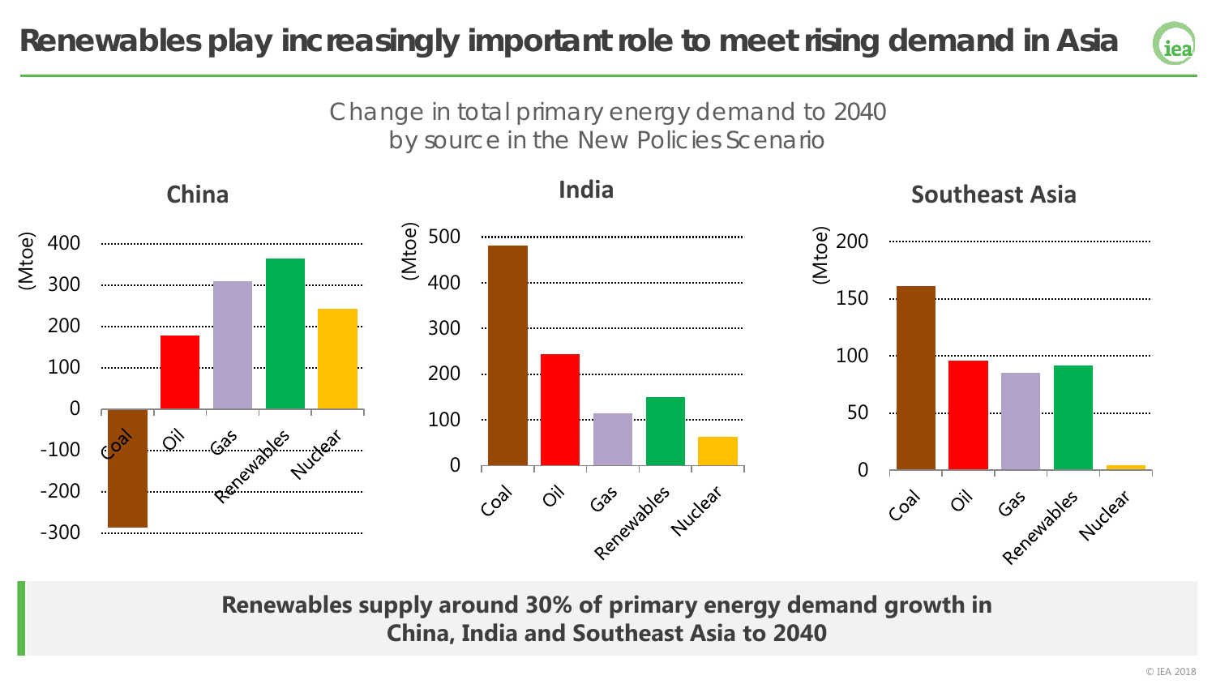# Renewables play increasingly important role to meet rising demand in Asia

Change in total primary energy demand to 2040 by source in the New Policies Scenario

**China**

(Mtoe)

400
300
200
100
0
-100
-200
-300

Coal
Oil
Gas
Renewables
Nuclear

**India**

(Mtoe)

500
400
300
200
100
0

Coal
Oil
Gas
Renewables
Nuclear

**Southeast Asia**

(Mtoe)

200
150
100
50
0

Coal
Oil
Gas
Renewables
Nuclear

**Renewables supply around 30% of primary energy demand growth in China, India and Southeast Asia to 2040**

© IEA 2018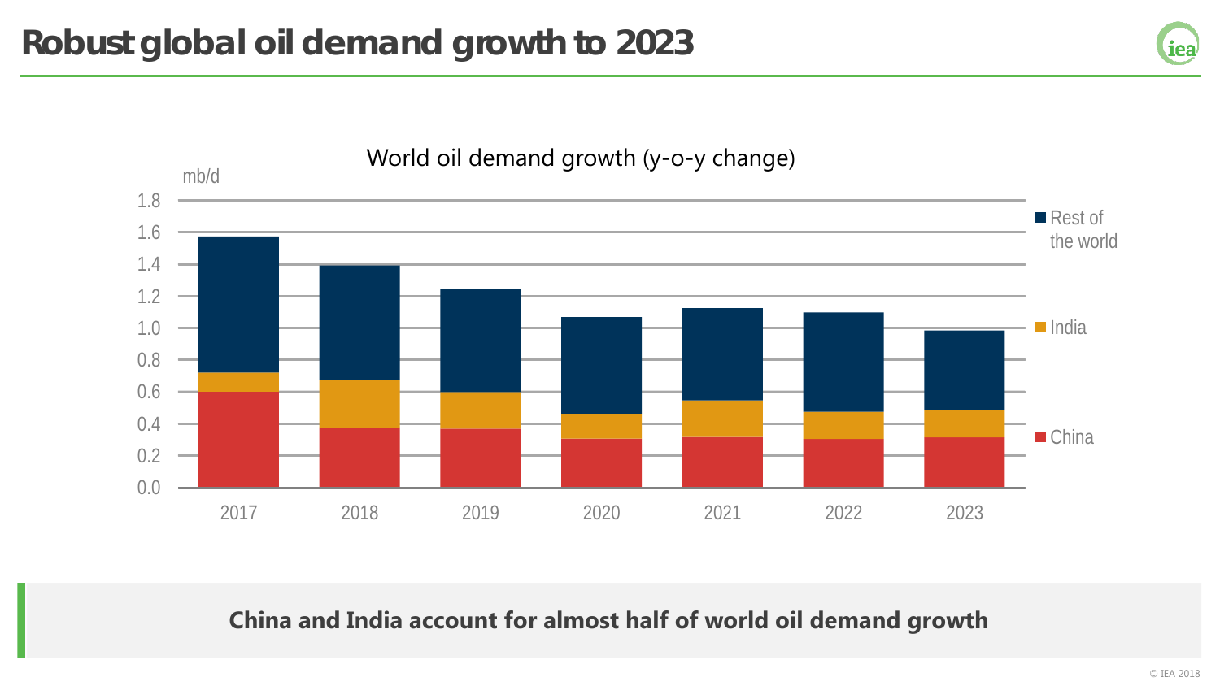# Robust global oil demand growth to 2023

World oil demand growth (y-o-y change)

mb/d

1.8
1.6
1.4
1.2
1.0
0.8
0.6
0.4
0.2
0.0

2017 2018 2019 2020 2021 2022 2023

Rest of the world

India

China

**China and India account for almost half of world oil demand growth**

© IEA 2018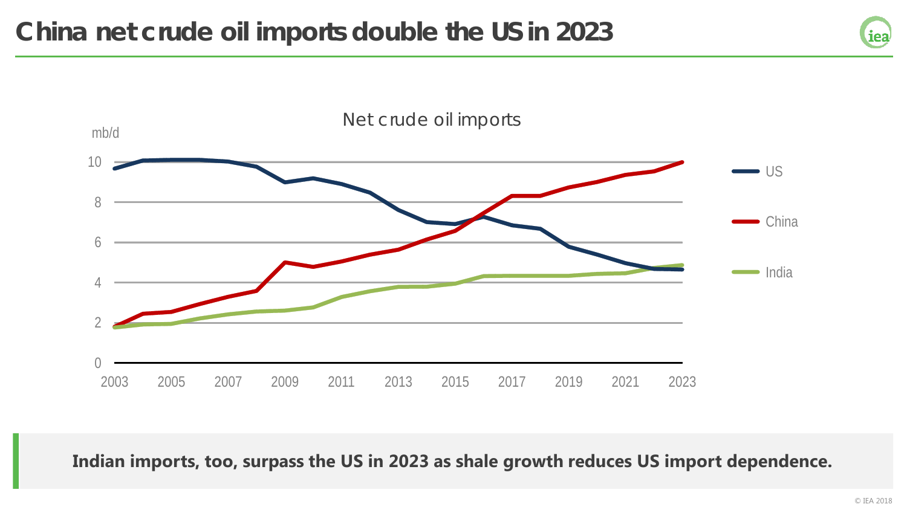# China net crude oil imports double the US in 2023

Net crude oil imports

mb/d

10
8
6
4
2
0

2003 2005 2007 2009 2011 2013 2015 2017 2019 2021 2023

US
China
India

**Indian imports, too, surpass the US in 2023 as shale growth reduces US import dependence.**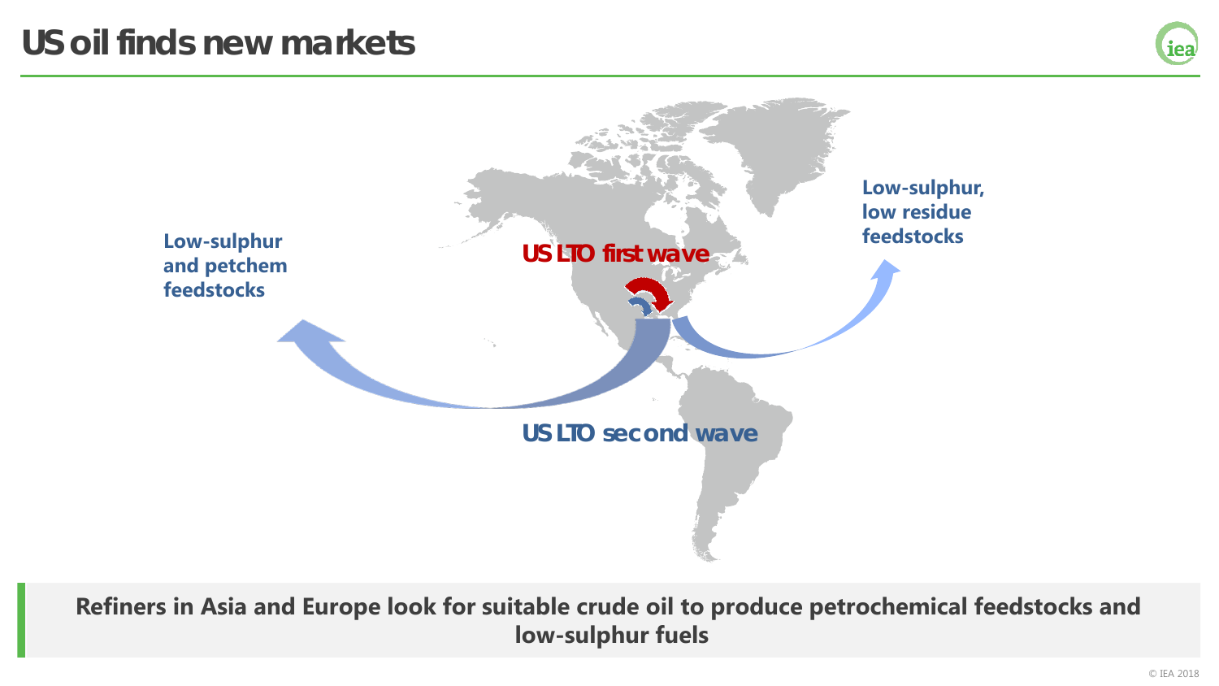# US oil finds new markets

Low-sulphur and petchem feedstocks

US LTO first wave

Low-sulphur, low residue feedstocks

US LTO second wave

**Refiners in Asia and Europe look for suitable crude oil to produce petrochemical feedstocks and low-sulphur fuels**

© IEA 2018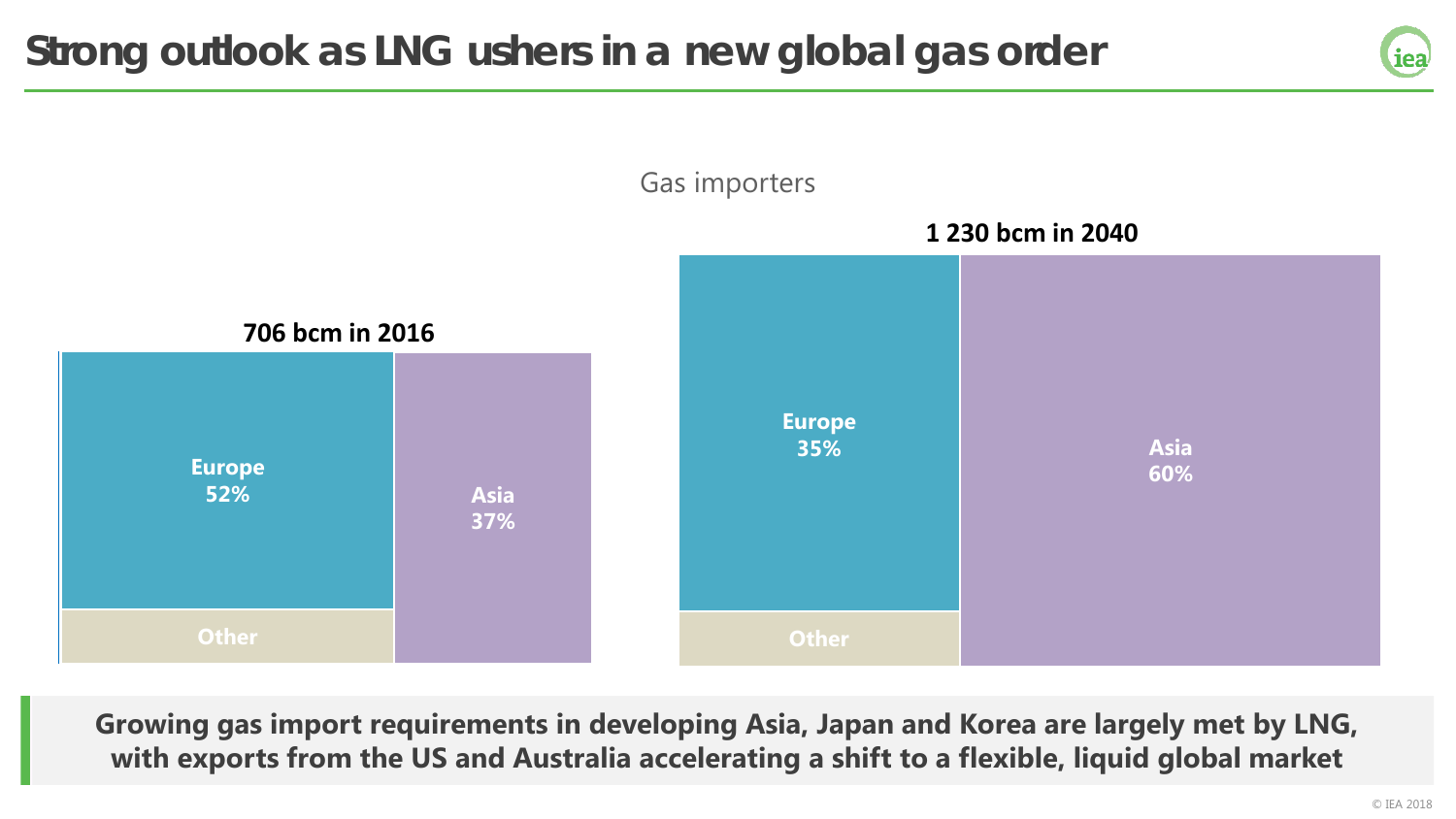# Strong outlook as LNG ushers in a new global gas order

Gas importers

706 bcm in 2016

Europe 52%

Asia 37%

Other

1 230 bcm in 2040

Europe 35%

Asia 60%

Other

**Growing gas import requirements in developing Asia, Japan and Korea are largely met by LNG, with exports from the US and Australia accelerating a shift to a flexible, liquid global market**

© IEA 2018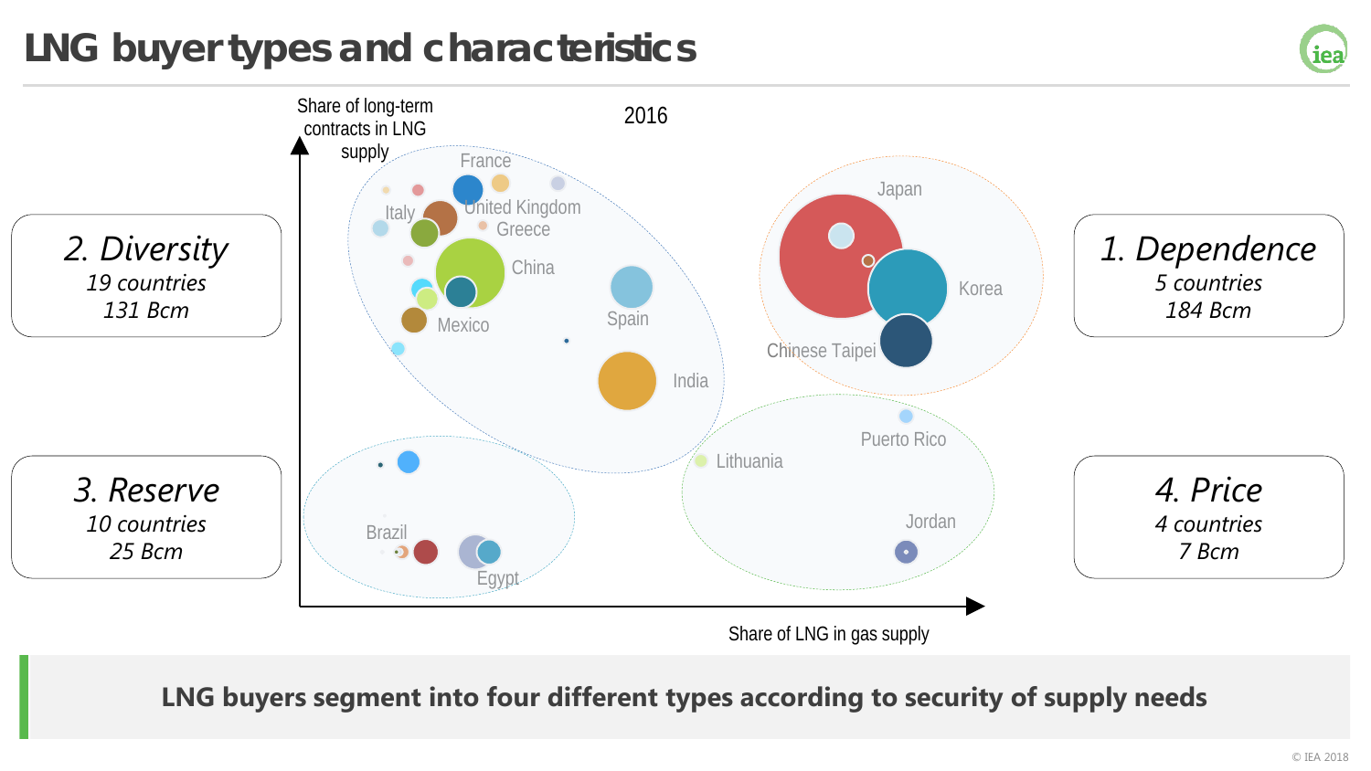# LNG buyer types and characteristics

Share of long-term contracts in LNG supply

2016

Share of LNG in gas supply

France
Italy
United Kingdom
Greece
China
Mexico
Spain
India
Japan
Korea
Chinese Taipei
Puerto Rico
Lithuania
Jordan
Brazil
Egypt

**2. Diversity**
19 countries
131 Bcm

**1. Dependence**
5 countries
184 Bcm

**3. Reserve**
10 countries
25 Bcm

**4. Price**
4 countries
7 Bcm

**LNG buyers segment into four different types according to security of supply needs**

© IEA 2018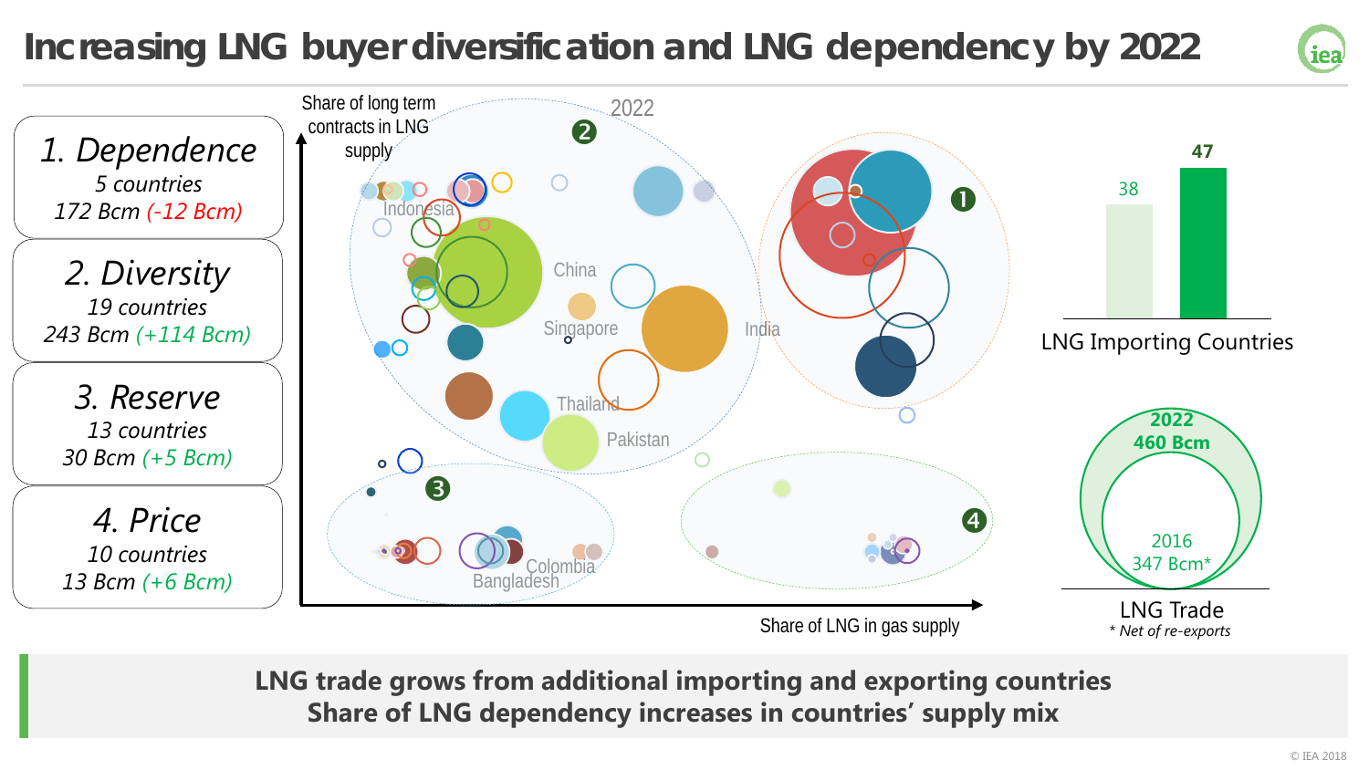# Increasing LNG buyer diversification and LNG dependency by 2022

**1. Dependence**
5 countries
172 Bcm (-12 Bcm)

**2. Diversity**
19 countries
243 Bcm (+114 Bcm)

**3. Reserve**
13 countries
30 Bcm (+5 Bcm)

**4. Price**
10 countries
13 Bcm (+6 Bcm)

Share of long term contracts in LNG supply

2022

Indonesia

China

Singapore

India

Thailand

Pakistan

Colombia

Bangladesh

Share of LNG in gas supply

1
2
3
4

38
47
LNG Importing Countries

2022
460 Bcm
2016
347 Bcm*
LNG Trade
* Net of re-exports

**LNG trade grows from additional importing and exporting countries**
**Share of LNG dependency increases in countries' supply mix**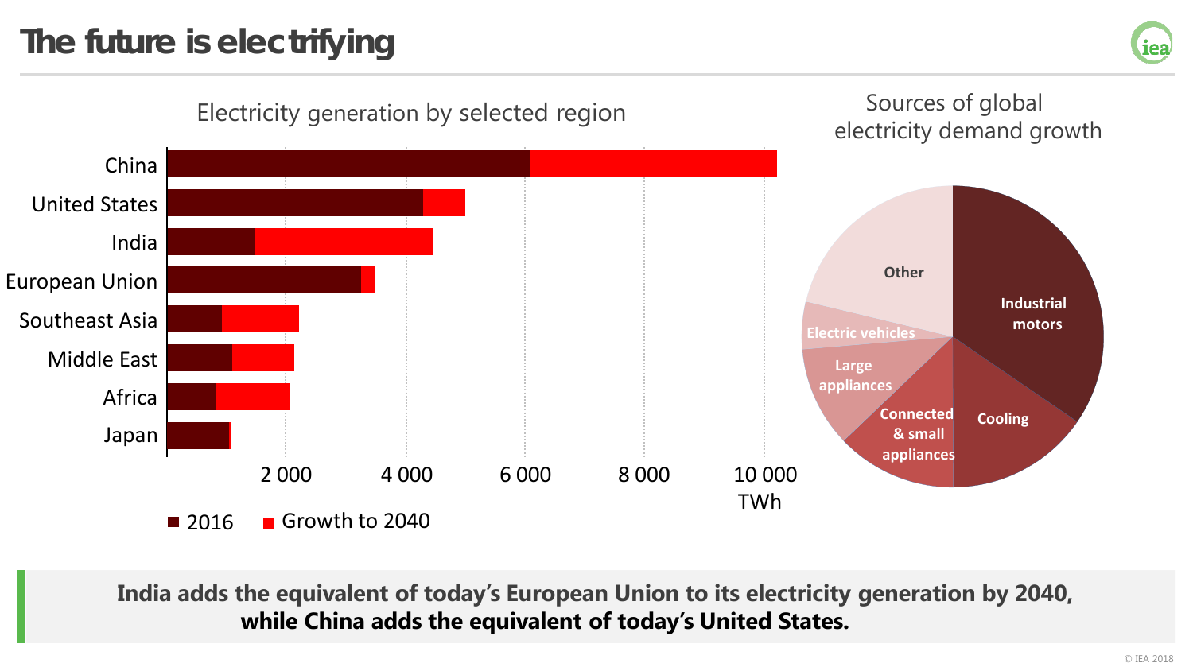# The future is electrifying

Electricity generation by selected region

China
United States
India
European Union
Southeast Asia
Middle East
Africa
Japan

2 000
4 000
6 000
8 000
10 000
TWh

2016
Growth to 2040

Sources of global electricity demand growth

Industrial motors
Cooling
Connected & small appliances
Large appliances
Electric vehicles
Other

**India adds the equivalent of today's European Union to its electricity generation by 2040, while China adds the equivalent of today's United States.**

© IEA 2018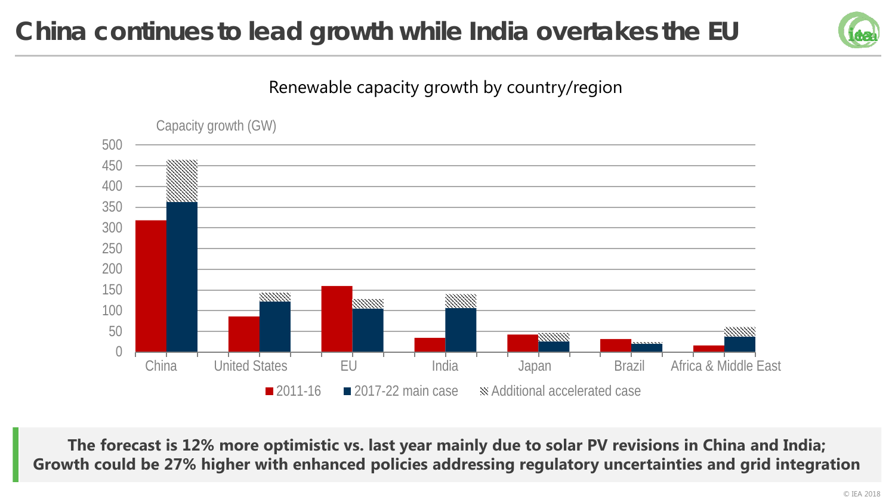# China continues to lead growth while India overtakes the EU

Renewable capacity growth by country/region

Capacity growth (GW)

| Country/region | 2011-16 | 2017-22 main case | Additional accelerated case |
|---|---|---|---|
| China | ~318 | ~362 | ~102 |
| United States | ~86 | ~122 | ~22 |
| EU | ~160 | ~105 | ~24 |
| India | ~34 | ~106 | ~35 |
| Japan | ~42 | ~26 | ~20 |
| Brazil | ~31 | ~20 | ~4 |
| Africa & Middle East | ~16 | ~37 | ~23 |

*Values are approximate readings from the chart.*

**The forecast is 12% more optimistic vs. last year mainly due to solar PV revisions in China and India; Growth could be 27% higher with enhanced policies addressing regulatory uncertainties and grid integration**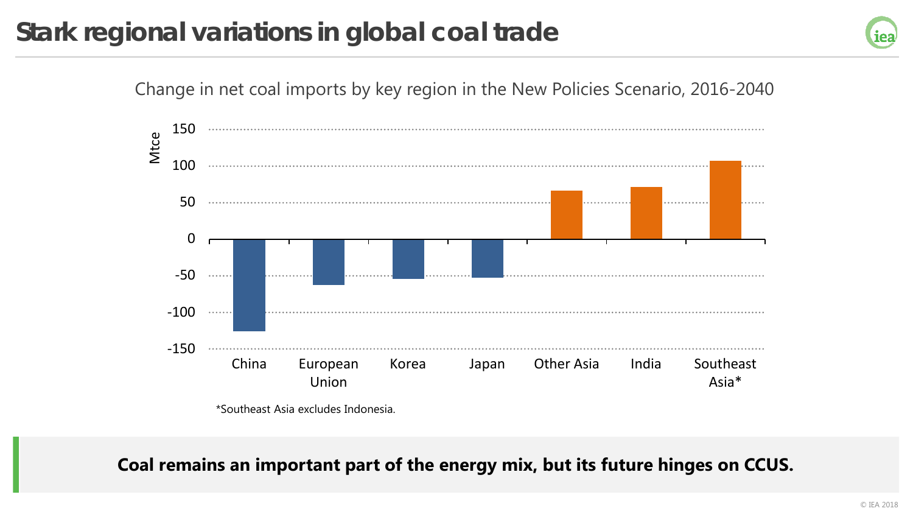# Stark regional variations in global coal trade

Change in net coal imports by key region in the New Policies Scenario, 2016-2040

| Region | Change (Mtce) |
|---|---|
| China | -125 |
| European Union | -62 |
| Korea | -54 |
| Japan | -52 |
| Other Asia | 66 |
| India | 71 |
| Southeast Asia* | 107 |

*Southeast Asia excludes Indonesia.

**Coal remains an important part of the energy mix, but its future hinges on CCUS.**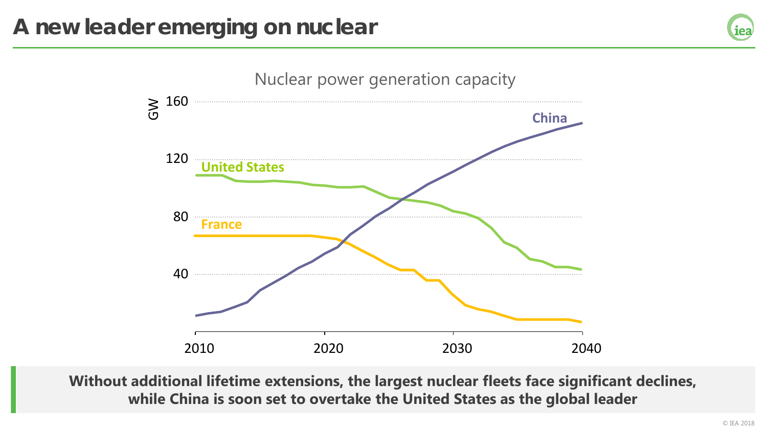# A new leader emerging on nuclear

Nuclear power generation capacity

GW

160

120

80

40

2010

2020

2030

2040

China

United States

France

**Without additional lifetime extensions, the largest nuclear fleets face significant declines, while China is soon set to overtake the United States as the global leader**

© IEA 2018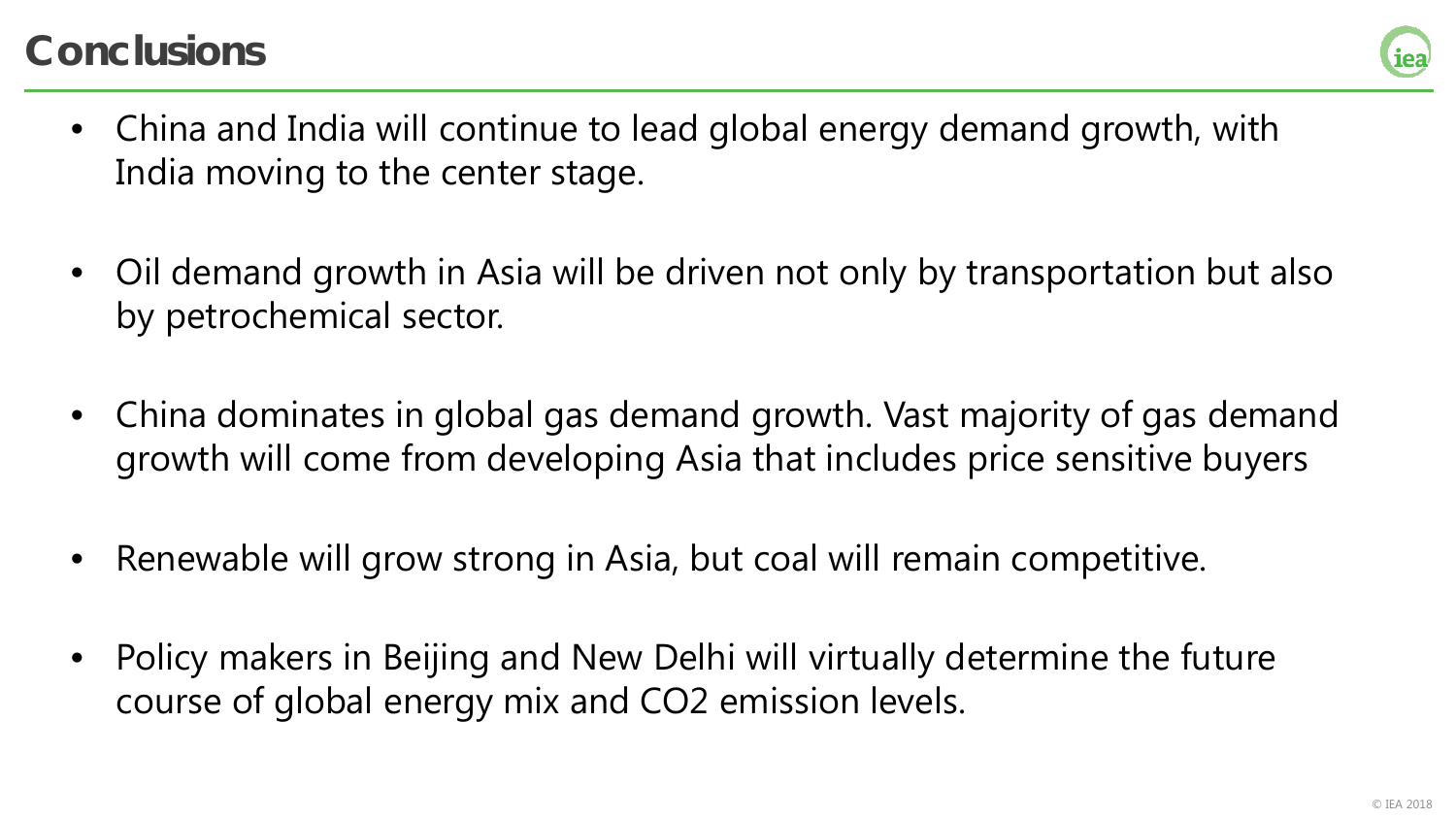# Conclusions

- China and India will continue to lead global energy demand growth, with India moving to the center stage.

- Oil demand growth in Asia will be driven not only by transportation but also by petrochemical sector.

- China dominates in global gas demand growth. Vast majority of gas demand growth will come from developing Asia that includes price sensitive buyers

- Renewable will grow strong in Asia, but coal will remain competitive.

- Policy makers in Beijing and New Delhi will virtually determine the future course of global energy mix and $CO_2$ emission levels.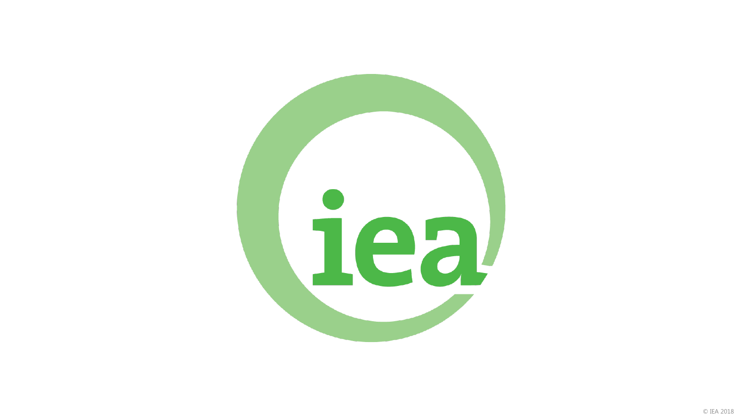iea

© IEA 2018